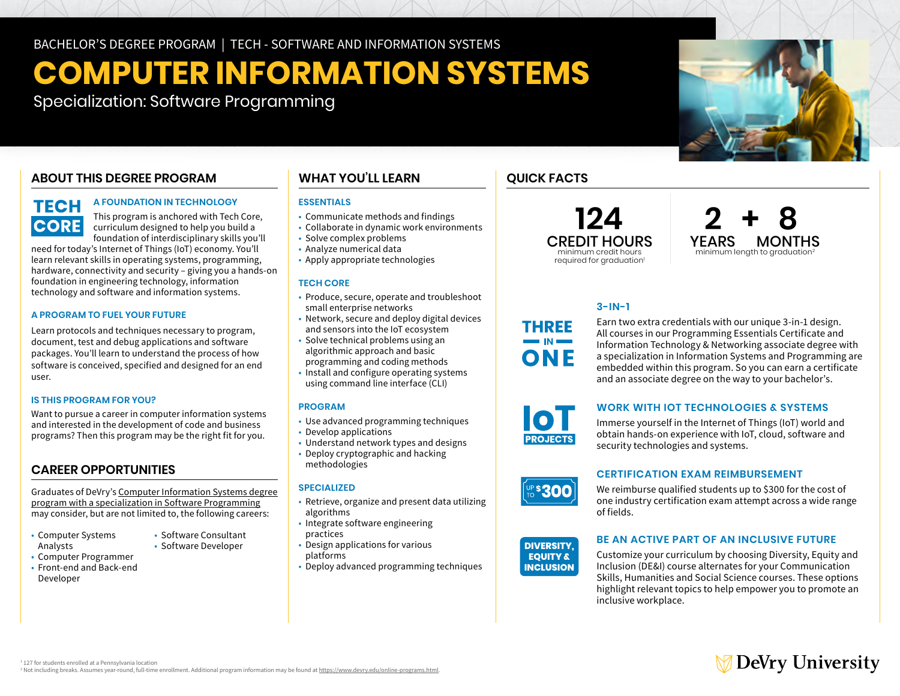BACHELOR'S DEGREE PROGRAM | TECH - SOFTWARE AND INFORMATION SYSTEMS

# COMPUTER INFORMATION SYSTEMS

Specialization: Software Programming

## ABOUT THIS DEGREE PROGRAM

TECH CORE

### A FOUNDATION IN TECHNOLOGY

This program is anchored with Tech Core, curriculum designed to help you build a foundation of interdisciplinary skills you'll need for today's Internet of Things (IoT) economy. You'll learn relevant skills in operating systems, programming, hardware, connectivity and security – giving you a hands-on foundation in engineering technology, information technology and software and information systems.

### A PROGRAM TO FUEL YOUR FUTURE

Learn protocols and techniques necessary to program, document, test and debug applications and software packages. You'll learn to understand the process of how software is conceived, specified and designed for an end user.

### IS THIS PROGRAM FOR YOU?

Want to pursue a career in computer information systems and interested in the development of code and business programs? Then this program may be the right fit for you.

## CAREER OPPORTUNITIES

Graduates of DeVry's Computer Information Systems degree program with a specialization in Software Programming may consider, but are not limited to, the following careers:

- Computer Systems Analysts
- Computer Programmer
- Front-end and Back-end Developer
- Software Consultant
- Software Developer

## WHAT YOU'LL LEARN

### ESSENTIALS

- Communicate methods and findings
- Collaborate in dynamic work environments
- Solve complex problems
- Analyze numerical data
- Apply appropriate technologies

### TECH CORE

- Produce, secure, operate and troubleshoot small enterprise networks
- Network, secure and deploy digital devices and sensors into the IoT ecosystem
- Solve technical problems using an algorithmic approach and basic programming and coding methods
- Install and configure operating systems using command line interface (CLI)

### PROGRAM

- Use advanced programming techniques
- Develop applications
- Understand network types and designs
- Deploy cryptographic and hacking methodologies

### SPECIALIZED

- Retrieve, organize and present data utilizing algorithms
- Integrate software engineering practices
- Design applications for various platforms
- Deploy advanced programming techniques

## QUICK FACTS

**124 CREDIT HOURS**
minimum credit hours required for graduation[1]

**2 YEARS + 8 MONTHS**
minimum length to graduation[2]

THREE IN ONE

### 3-IN-1

Earn two extra credentials with our unique 3-in-1 design. All courses in our Programming Essentials Certificate and Information Technology & Networking associate degree with a specialization in Information Systems and Programming are embedded within this program. So you can earn a certificate and an associate degree on the way to your bachelor's.

IoT PROJECTS

### WORK WITH IOT TECHNOLOGIES & SYSTEMS

Immerse yourself in the Internet of Things (IoT) world and obtain hands-on experience with IoT, cloud, software and security technologies and systems.

UP TO $300

### CERTIFICATION EXAM REIMBURSEMENT

We reimburse qualified students up to $300 for the cost of one industry certification exam attempt across a wide range of fields.

DIVERSITY, EQUITY & INCLUSION

### BE AN ACTIVE PART OF AN INCLUSIVE FUTURE

Customize your curriculum by choosing Diversity, Equity and Inclusion (DE&I) course alternates for your Communication Skills, Humanities and Social Science courses. These options highlight relevant topics to help empower you to promote an inclusive workplace.

[1] 127 for students enrolled at a Pennsylvania location
[2] Not including breaks. Assumes year-round, full-time enrollment. Additional program information may be found at https://www.devry.edu/online-programs.html.

DeVry University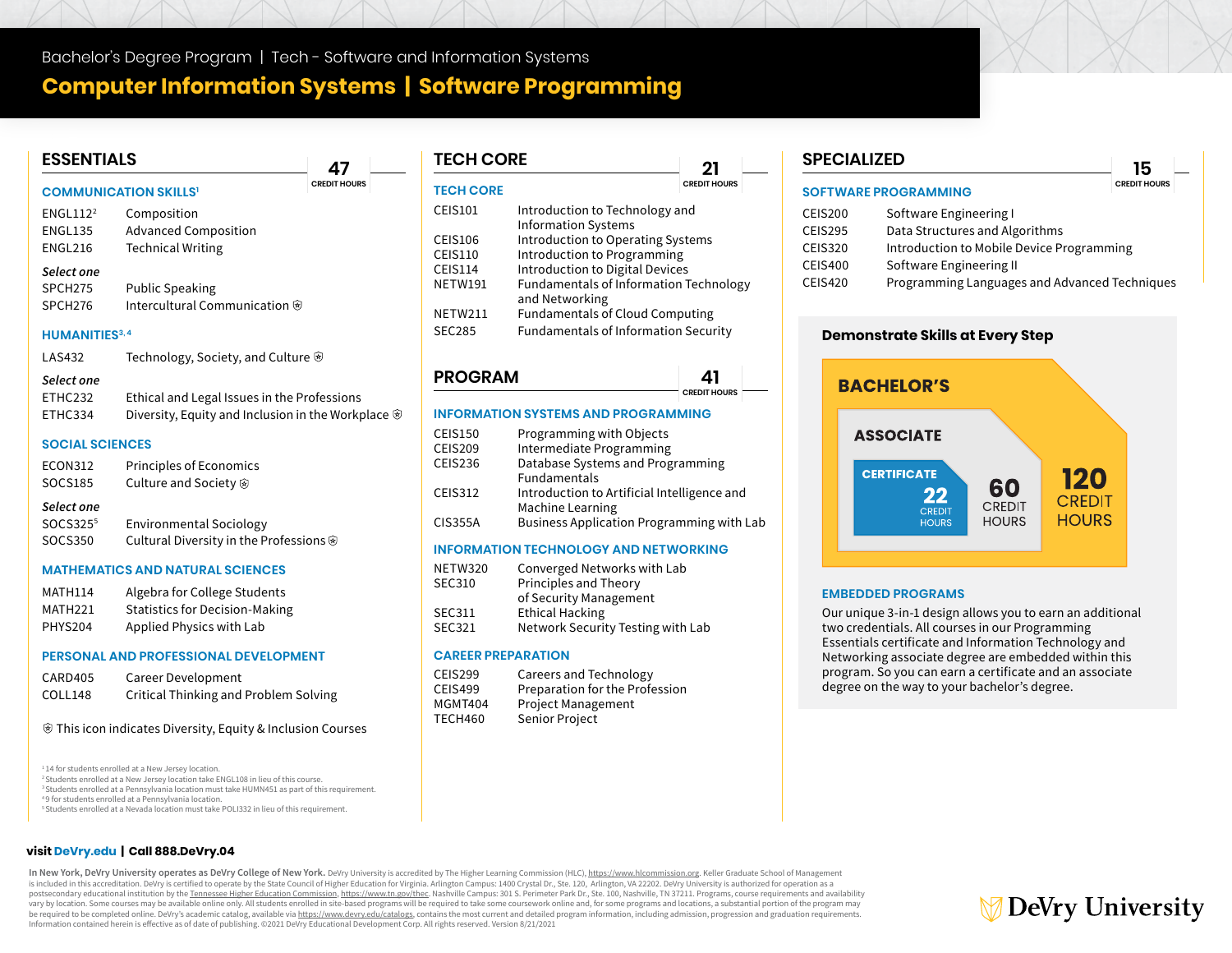Bachelor's Degree Program | Tech - Software and Information Systems

# Computer Information Systems | Software Programming

## ESSENTIALS

**47** CREDIT HOURS

### COMMUNICATION SKILLS[1]

| | |
|---|---|
| ENGL112[2] | Composition |
| ENGL135 | Advanced Composition |
| ENGL216 | Technical Writing |

*Select one*

| | |
|---|---|
| SPCH275 | Public Speaking |
| SPCH276 | Intercultural Communication ⛉ |

### HUMANITIES[3, 4]

| | |
|---|---|
| LAS432 | Technology, Society, and Culture ⛉ |

*Select one*

| | |
|---|---|
| ETHC232 | Ethical and Legal Issues in the Professions |
| ETHC334 | Diversity, Equity and Inclusion in the Workplace ⛉ |

### SOCIAL SCIENCES

| | |
|---|---|
| ECON312 | Principles of Economics |
| SOCS185 | Culture and Society ⛉ |

*Select one*

| | |
|---|---|
| SOCS325[5] | Environmental Sociology |
| SOCS350 | Cultural Diversity in the Professions ⛉ |

### MATHEMATICS AND NATURAL SCIENCES

| | |
|---|---|
| MATH114 | Algebra for College Students |
| MATH221 | Statistics for Decision-Making |
| PHYS204 | Applied Physics with Lab |

### PERSONAL AND PROFESSIONAL DEVELOPMENT

| | |
|---|---|
| CARD405 | Career Development |
| COLL148 | Critical Thinking and Problem Solving |

⛉ This icon indicates Diversity, Equity & Inclusion Courses

[1] 14 for students enrolled at a New Jersey location.
[2] Students enrolled at a New Jersey location take ENGL108 in lieu of this course.
[3] Students enrolled at a Pennsylvania location must take HUMN451 as part of this requirement.
[4] 9 for students enrolled at a Pennsylvania location.
[5] Students enrolled at a Nevada location must take POLI332 in lieu of this requirement.

## TECH CORE

**21** CREDIT HOURS

### TECH CORE

| | |
|---|---|
| CEIS101 | Introduction to Technology and Information Systems |
| CEIS106 | Introduction to Operating Systems |
| CEIS110 | Introduction to Programming |
| CEIS114 | Introduction to Digital Devices |
| NETW191 | Fundamentals of Information Technology and Networking |
| NETW211 | Fundamentals of Cloud Computing |
| SEC285 | Fundamentals of Information Security |

## PROGRAM

**41** CREDIT HOURS

### INFORMATION SYSTEMS AND PROGRAMMING

| | |
|---|---|
| CEIS150 | Programming with Objects |
| CEIS209 | Intermediate Programming |
| CEIS236 | Database Systems and Programming Fundamentals |
| CEIS312 | Introduction to Artificial Intelligence and Machine Learning |
| CIS355A | Business Application Programming with Lab |

### INFORMATION TECHNOLOGY AND NETWORKING

| | |
|---|---|
| NETW320 | Converged Networks with Lab |
| SEC310 | Principles and Theory of Security Management |
| SEC311 | Ethical Hacking |
| SEC321 | Network Security Testing with Lab |

### CAREER PREPARATION

| | |
|---|---|
| CEIS299 | Careers and Technology |
| CEIS499 | Preparation for the Profession |
| MGMT404 | Project Management |
| TECH460 | Senior Project |

## SPECIALIZED

**15** CREDIT HOURS

### SOFTWARE PROGRAMMING

| | |
|---|---|
| CEIS200 | Software Engineering I |
| CEIS295 | Data Structures and Algorithms |
| CEIS320 | Introduction to Mobile Device Programming |
| CEIS400 | Software Engineering II |
| CEIS420 | Programming Languages and Advanced Techniques |

### Demonstrate Skills at Every Step

BACHELOR'S

ASSOCIATE

CERTIFICATE

22 CREDIT HOURS

60 CREDIT HOURS

120 CREDIT HOURS

### EMBEDDED PROGRAMS

Our unique 3-in-1 design allows you to earn an additional two credentials. All courses in our Programming Essentials certificate and Information Technology and Networking associate degree are embedded within this program. So you can earn a certificate and an associate degree on the way to your bachelor's degree.

**visit DeVry.edu | Call 888.DeVry.04**

In New York, DeVry University operates as DeVry College of New York. DeVry University is accredited by The Higher Learning Commission (HLC), https://www.hlcommission.org. Keller Graduate School of Management is included in this accreditation. DeVry is certified to operate by the State Council of Higher Education for Virginia. Arlington Campus: 1400 Crystal Dr., Ste. 120, Arlington, VA 22202. DeVry University is authorized for operation as a postsecondary educational institution by the Tennessee Higher Education Commission, https://www.tn.gov/thec. Nashville Campus: 301 S. Perimeter Park Dr., Ste. 100, Nashville, TN 37211. Programs, course requirements and availability vary by location. Some courses may be available online only. All students enrolled in site-based programs will be required to take some coursework online and, for some programs and locations, a substantial portion of the program may be required to be completed online. DeVry's academic catalog, available via https://www.devry.edu/catalogs, contains the most current and detailed program information, including admission, progression and graduation requirements. Information contained herein is effective as of date of publishing. ©2021 DeVry Educational Development Corp. All rights reserved. Version 8/21/2021

DeVry University